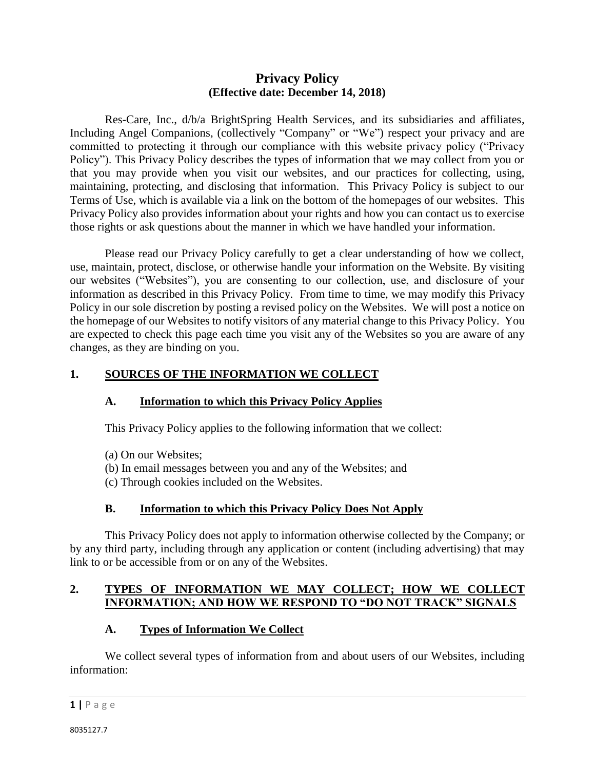# Privacy Policy
**(Effective date: December 14, 2018)**

Res-Care, Inc., d/b/a BrightSpring Health Services, and its subsidiaries and affiliates, Including Angel Companions, (collectively "Company" or "We") respect your privacy and are committed to protecting it through our compliance with this website privacy policy ("Privacy Policy"). This Privacy Policy describes the types of information that we may collect from you or that you may provide when you visit our websites, and our practices for collecting, using, maintaining, protecting, and disclosing that information. This Privacy Policy is subject to our Terms of Use, which is available via a link on the bottom of the homepages of our websites. This Privacy Policy also provides information about your rights and how you can contact us to exercise those rights or ask questions about the manner in which we have handled your information.

Please read our Privacy Policy carefully to get a clear understanding of how we collect, use, maintain, protect, disclose, or otherwise handle your information on the Website. By visiting our websites ("Websites"), you are consenting to our collection, use, and disclosure of your information as described in this Privacy Policy. From time to time, we may modify this Privacy Policy in our sole discretion by posting a revised policy on the Websites. We will post a notice on the homepage of our Websites to notify visitors of any material change to this Privacy Policy. You are expected to check this page each time you visit any of the Websites so you are aware of any changes, as they are binding on you.

## 1. SOURCES OF THE INFORMATION WE COLLECT

### A. Information to which this Privacy Policy Applies

This Privacy Policy applies to the following information that we collect:

(a) On our Websites;
(b) In email messages between you and any of the Websites; and
(c) Through cookies included on the Websites.

### B. Information to which this Privacy Policy Does Not Apply

This Privacy Policy does not apply to information otherwise collected by the Company; or by any third party, including through any application or content (including advertising) that may link to or be accessible from or on any of the Websites.

## 2. TYPES OF INFORMATION WE MAY COLLECT; HOW WE COLLECT INFORMATION; AND HOW WE RESPOND TO "DO NOT TRACK" SIGNALS

### A. Types of Information We Collect

We collect several types of information from and about users of our Websites, including information: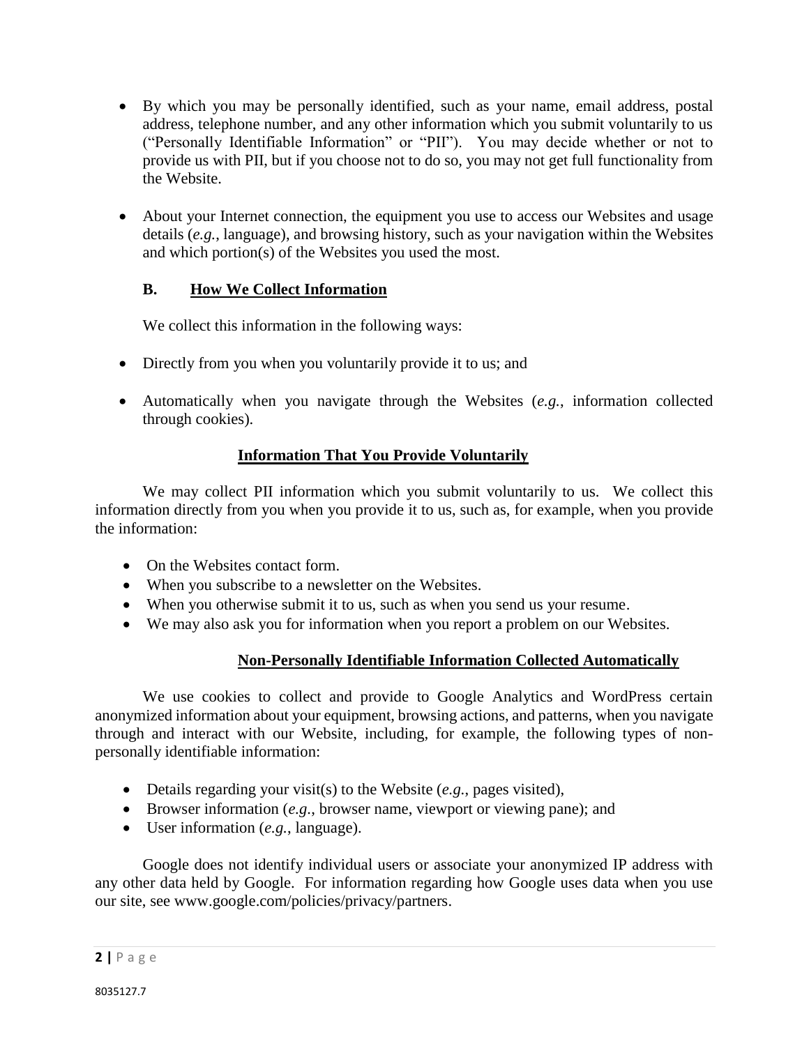- By which you may be personally identified, such as your name, email address, postal address, telephone number, and any other information which you submit voluntarily to us ("Personally Identifiable Information" or "PII"). You may decide whether or not to provide us with PII, but if you choose not to do so, you may not get full functionality from the Website.

- About your Internet connection, the equipment you use to access our Websites and usage details (*e.g.*, language), and browsing history, such as your navigation within the Websites and which portion(s) of the Websites you used the most.

### B. <u>How We Collect Information</u>

We collect this information in the following ways:

- Directly from you when you voluntarily provide it to us; and

- Automatically when you navigate through the Websites (*e.g.*, information collected through cookies).

#### <u>Information That You Provide Voluntarily</u>

We may collect PII information which you submit voluntarily to us. We collect this information directly from you when you provide it to us, such as, for example, when you provide the information:

- On the Websites contact form.
- When you subscribe to a newsletter on the Websites.
- When you otherwise submit it to us, such as when you send us your resume.
- We may also ask you for information when you report a problem on our Websites.

#### <u>Non-Personally Identifiable Information Collected Automatically</u>

We use cookies to collect and provide to Google Analytics and WordPress certain anonymized information about your equipment, browsing actions, and patterns, when you navigate through and interact with our Website, including, for example, the following types of non-personally identifiable information:

- Details regarding your visit(s) to the Website (*e.g.*, pages visited),
- Browser information (*e.g.*, browser name, viewport or viewing pane); and
- User information (*e.g.*, language).

Google does not identify individual users or associate your anonymized IP address with any other data held by Google. For information regarding how Google uses data when you use our site, see www.google.com/policies/privacy/partners.

8035127.7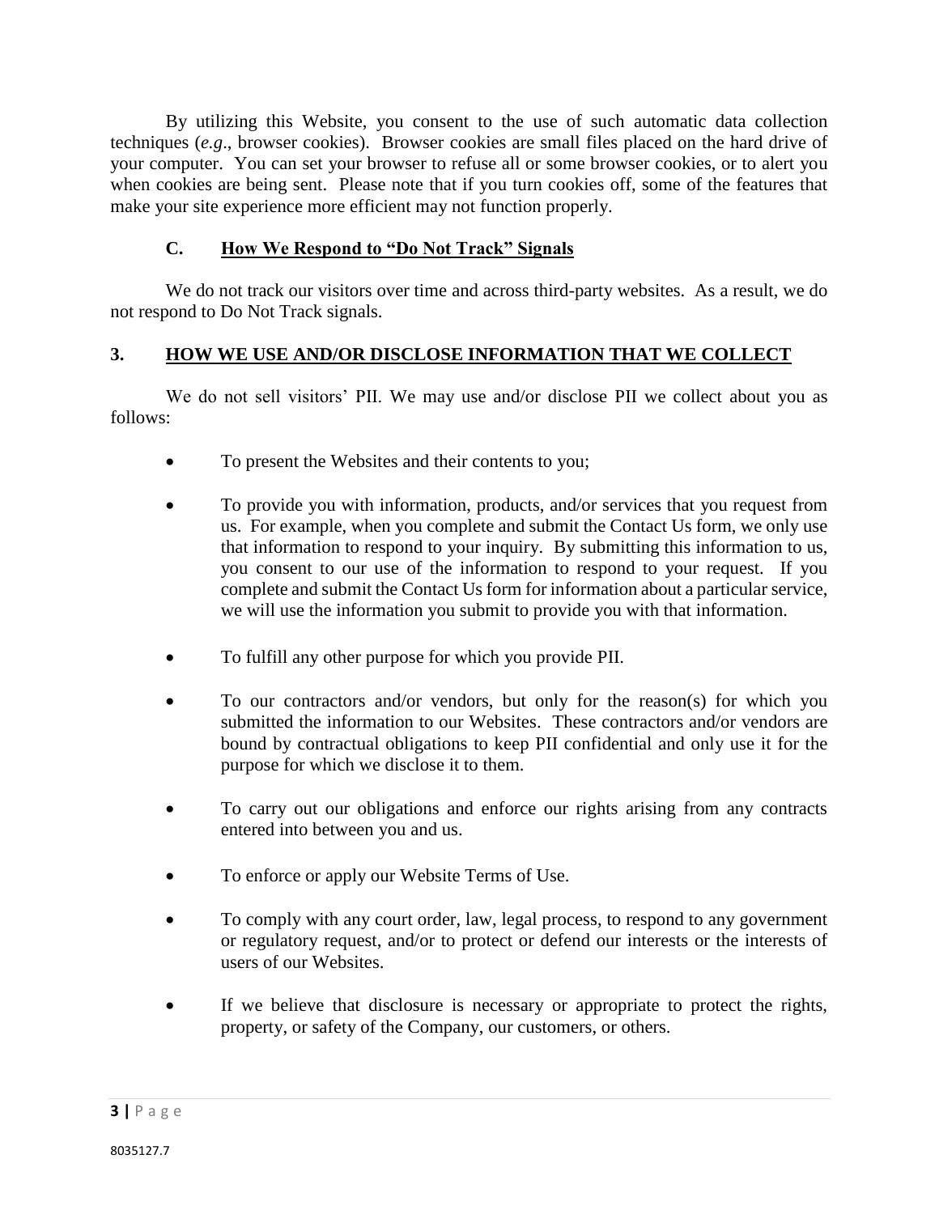By utilizing this Website, you consent to the use of such automatic data collection techniques (*e.g*., browser cookies). Browser cookies are small files placed on the hard drive of your computer. You can set your browser to refuse all or some browser cookies, or to alert you when cookies are being sent. Please note that if you turn cookies off, some of the features that make your site experience more efficient may not function properly.

### C. How We Respond to "Do Not Track" Signals

We do not track our visitors over time and across third-party websites. As a result, we do not respond to Do Not Track signals.

## 3. HOW WE USE AND/OR DISCLOSE INFORMATION THAT WE COLLECT

We do not sell visitors' PII. We may use and/or disclose PII we collect about you as follows:

- To present the Websites and their contents to you;
- To provide you with information, products, and/or services that you request from us. For example, when you complete and submit the Contact Us form, we only use that information to respond to your inquiry. By submitting this information to us, you consent to our use of the information to respond to your request. If you complete and submit the Contact Us form for information about a particular service, we will use the information you submit to provide you with that information.
- To fulfill any other purpose for which you provide PII.
- To our contractors and/or vendors, but only for the reason(s) for which you submitted the information to our Websites. These contractors and/or vendors are bound by contractual obligations to keep PII confidential and only use it for the purpose for which we disclose it to them.
- To carry out our obligations and enforce our rights arising from any contracts entered into between you and us.
- To enforce or apply our Website Terms of Use.
- To comply with any court order, law, legal process, to respond to any government or regulatory request, and/or to protect or defend our interests or the interests of users of our Websites.
- If we believe that disclosure is necessary or appropriate to protect the rights, property, or safety of the Company, our customers, or others.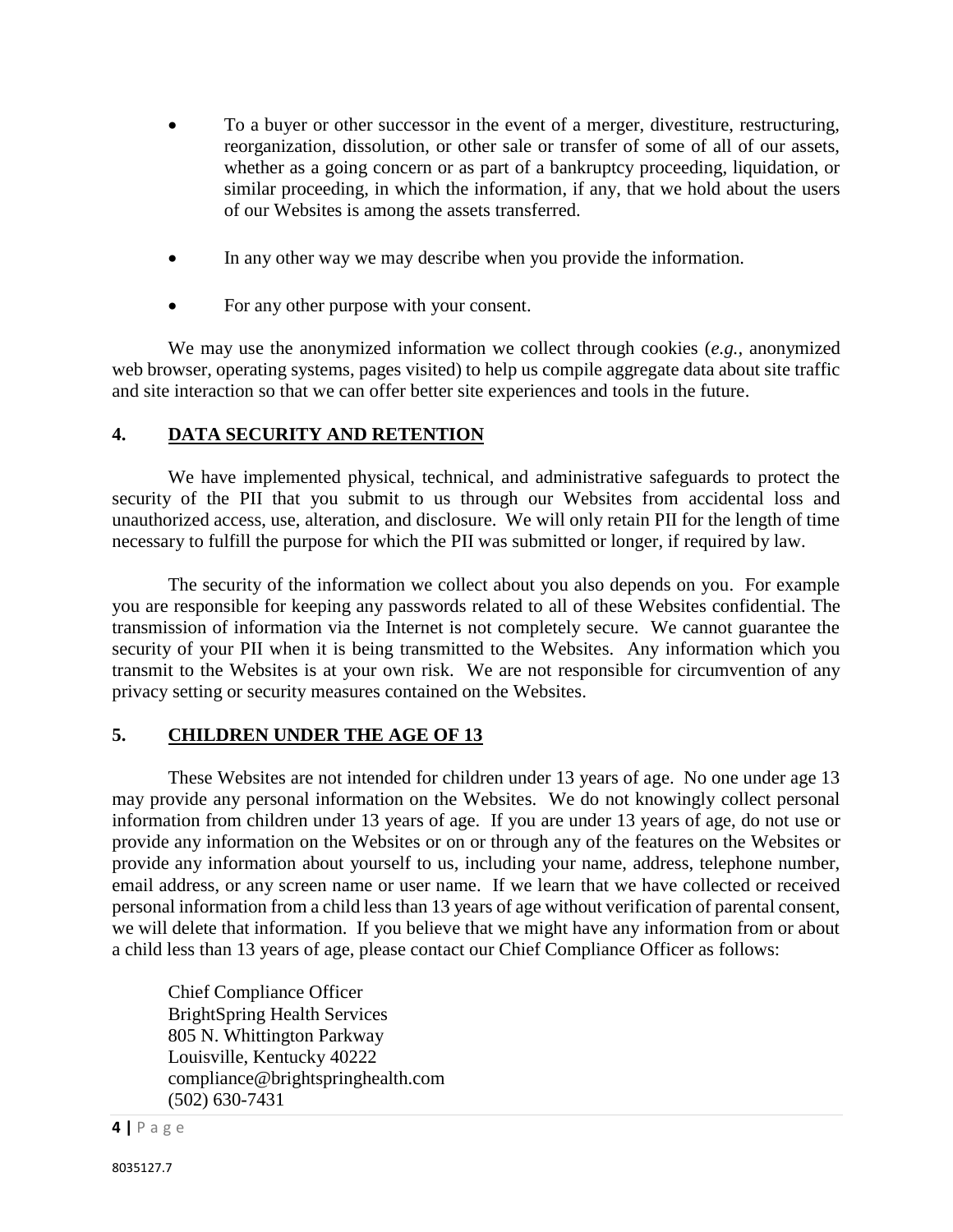- To a buyer or other successor in the event of a merger, divestiture, restructuring, reorganization, dissolution, or other sale or transfer of some of all of our assets, whether as a going concern or as part of a bankruptcy proceeding, liquidation, or similar proceeding, in which the information, if any, that we hold about the users of our Websites is among the assets transferred.

- In any other way we may describe when you provide the information.

- For any other purpose with your consent.

We may use the anonymized information we collect through cookies (*e.g.*, anonymized web browser, operating systems, pages visited) to help us compile aggregate data about site traffic and site interaction so that we can offer better site experiences and tools in the future.

## 4. DATA SECURITY AND RETENTION

We have implemented physical, technical, and administrative safeguards to protect the security of the PII that you submit to us through our Websites from accidental loss and unauthorized access, use, alteration, and disclosure. We will only retain PII for the length of time necessary to fulfill the purpose for which the PII was submitted or longer, if required by law.

The security of the information we collect about you also depends on you. For example you are responsible for keeping any passwords related to all of these Websites confidential. The transmission of information via the Internet is not completely secure. We cannot guarantee the security of your PII when it is being transmitted to the Websites. Any information which you transmit to the Websites is at your own risk. We are not responsible for circumvention of any privacy setting or security measures contained on the Websites.

## 5. CHILDREN UNDER THE AGE OF 13

These Websites are not intended for children under 13 years of age. No one under age 13 may provide any personal information on the Websites. We do not knowingly collect personal information from children under 13 years of age. If you are under 13 years of age, do not use or provide any information on the Websites or on or through any of the features on the Websites or provide any information about yourself to us, including your name, address, telephone number, email address, or any screen name or user name. If we learn that we have collected or received personal information from a child less than 13 years of age without verification of parental consent, we will delete that information. If you believe that we might have any information from or about a child less than 13 years of age, please contact our Chief Compliance Officer as follows:

Chief Compliance Officer
BrightSpring Health Services
805 N. Whittington Parkway
Louisville, Kentucky 40222
compliance@brightspringhealth.com
(502) 630-7431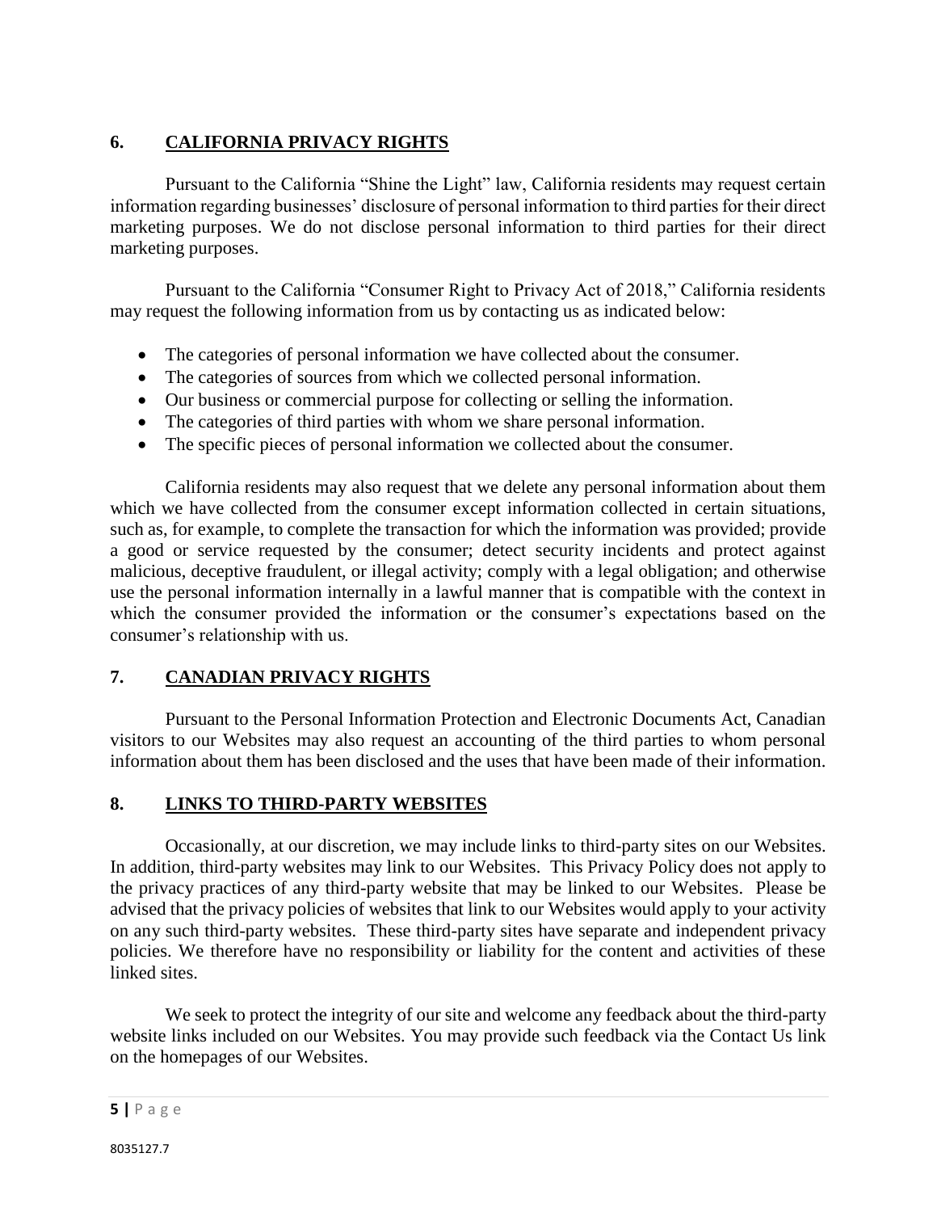## 6. CALIFORNIA PRIVACY RIGHTS

Pursuant to the California "Shine the Light" law, California residents may request certain information regarding businesses' disclosure of personal information to third parties for their direct marketing purposes. We do not disclose personal information to third parties for their direct marketing purposes.

Pursuant to the California "Consumer Right to Privacy Act of 2018," California residents may request the following information from us by contacting us as indicated below:

- The categories of personal information we have collected about the consumer.
- The categories of sources from which we collected personal information.
- Our business or commercial purpose for collecting or selling the information.
- The categories of third parties with whom we share personal information.
- The specific pieces of personal information we collected about the consumer.

California residents may also request that we delete any personal information about them which we have collected from the consumer except information collected in certain situations, such as, for example, to complete the transaction for which the information was provided; provide a good or service requested by the consumer; detect security incidents and protect against malicious, deceptive fraudulent, or illegal activity; comply with a legal obligation; and otherwise use the personal information internally in a lawful manner that is compatible with the context in which the consumer provided the information or the consumer's expectations based on the consumer's relationship with us.

## 7. CANADIAN PRIVACY RIGHTS

Pursuant to the Personal Information Protection and Electronic Documents Act, Canadian visitors to our Websites may also request an accounting of the third parties to whom personal information about them has been disclosed and the uses that have been made of their information.

## 8. LINKS TO THIRD-PARTY WEBSITES

Occasionally, at our discretion, we may include links to third-party sites on our Websites. In addition, third-party websites may link to our Websites. This Privacy Policy does not apply to the privacy practices of any third-party website that may be linked to our Websites. Please be advised that the privacy policies of websites that link to our Websites would apply to your activity on any such third-party websites. These third-party sites have separate and independent privacy policies. We therefore have no responsibility or liability for the content and activities of these linked sites.

We seek to protect the integrity of our site and welcome any feedback about the third-party website links included on our Websites. You may provide such feedback via the Contact Us link on the homepages of our Websites.

8035127.7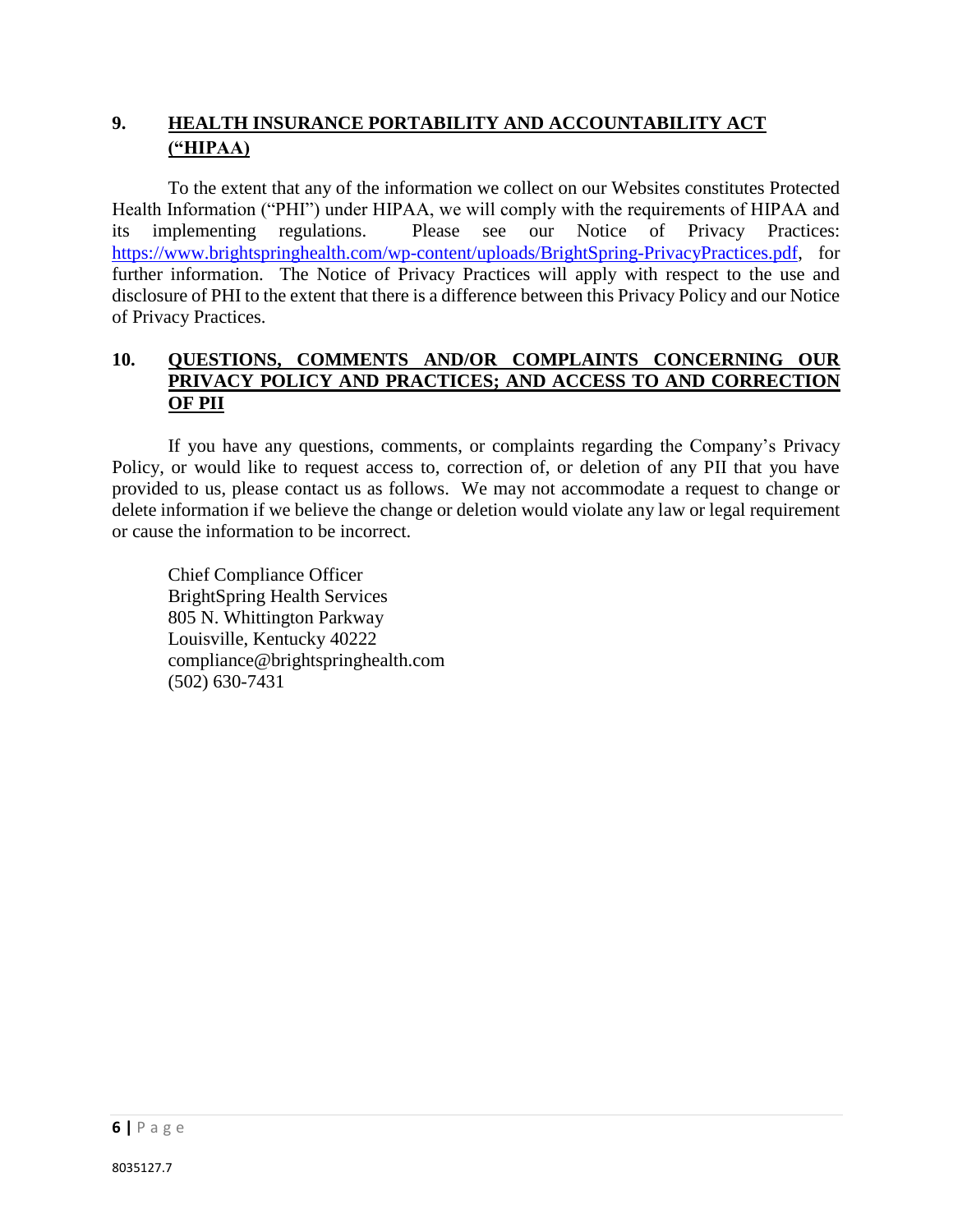## 9. HEALTH INSURANCE PORTABILITY AND ACCOUNTABILITY ACT ("HIPAA)

To the extent that any of the information we collect on our Websites constitutes Protected Health Information ("PHI") under HIPAA, we will comply with the requirements of HIPAA and its implementing regulations. Please see our Notice of Privacy Practices: https://www.brightspringhealth.com/wp-content/uploads/BrightSpring-PrivacyPractices.pdf, for further information. The Notice of Privacy Practices will apply with respect to the use and disclosure of PHI to the extent that there is a difference between this Privacy Policy and our Notice of Privacy Practices.

## 10. QUESTIONS, COMMENTS AND/OR COMPLAINTS CONCERNING OUR PRIVACY POLICY AND PRACTICES; AND ACCESS TO AND CORRECTION OF PII

If you have any questions, comments, or complaints regarding the Company's Privacy Policy, or would like to request access to, correction of, or deletion of any PII that you have provided to us, please contact us as follows. We may not accommodate a request to change or delete information if we believe the change or deletion would violate any law or legal requirement or cause the information to be incorrect.

Chief Compliance Officer
BrightSpring Health Services
805 N. Whittington Parkway
Louisville, Kentucky 40222
compliance@brightspringhealth.com
(502) 630-7431

8035127.7